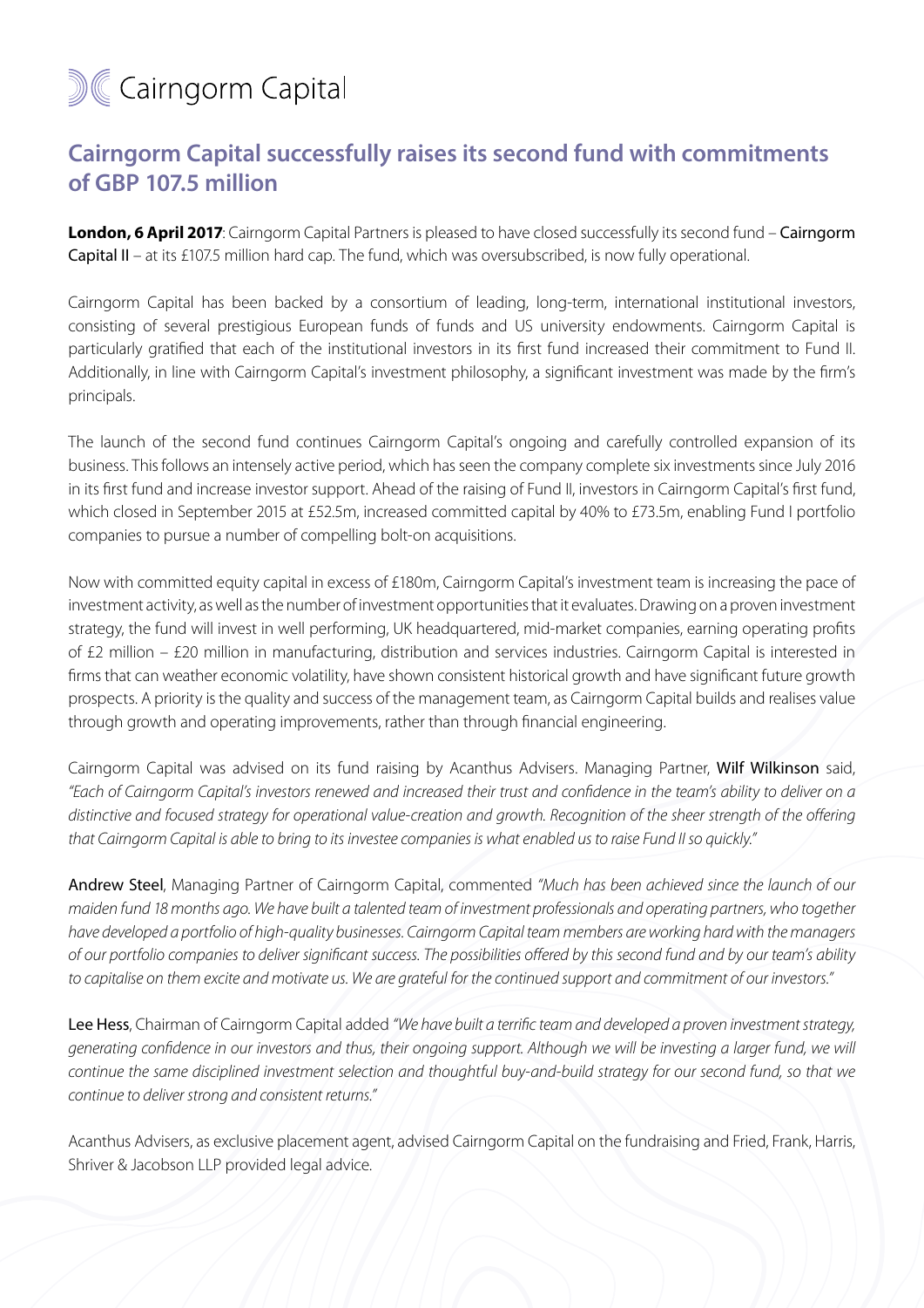# Cairngorm Capital

## Cairngorm Capital successfully raises its second fund with commitments of GBP 107.5 million

**London, 6 April 2017**: Cairngorm Capital Partners is pleased to have closed successfully its second fund – Cairngorm Capital II – at its £107.5 million hard cap. The fund, which was oversubscribed, is now fully operational.

Cairngorm Capital has been backed by a consortium of leading, long-term, international institutional investors, consisting of several prestigious European funds of funds and US university endowments. Cairngorm Capital is particularly gratified that each of the institutional investors in its first fund increased their commitment to Fund II. Additionally, in line with Cairngorm Capital's investment philosophy, a significant investment was made by the firm's principals.

The launch of the second fund continues Cairngorm Capital's ongoing and carefully controlled expansion of its business. This follows an intensely active period, which has seen the company complete six investments since July 2016 in its first fund and increase investor support. Ahead of the raising of Fund II, investors in Cairngorm Capital's first fund, which closed in September 2015 at £52.5m, increased committed capital by 40% to £73.5m, enabling Fund I portfolio companies to pursue a number of compelling bolt-on acquisitions.

Now with committed equity capital in excess of £180m, Cairngorm Capital's investment team is increasing the pace of investment activity, as well as the number of investment opportunities that it evaluates. Drawing on a proven investment strategy, the fund will invest in well performing, UK headquartered, mid-market companies, earning operating profits of £2 million – £20 million in manufacturing, distribution and services industries. Cairngorm Capital is interested in firms that can weather economic volatility, have shown consistent historical growth and have significant future growth prospects. A priority is the quality and success of the management team, as Cairngorm Capital builds and realises value through growth and operating improvements, rather than through financial engineering.

Cairngorm Capital was advised on its fund raising by Acanthus Advisers. Managing Partner, Wilf Wilkinson said, *"Each of Cairngorm Capital's investors renewed and increased their trust and confidence in the team's ability to deliver on a distinctive and focused strategy for operational value-creation and growth. Recognition of the sheer strength of the offering that Cairngorm Capital is able to bring to its investee companies is what enabled us to raise Fund II so quickly."*

Andrew Steel, Managing Partner of Cairngorm Capital, commented *"Much has been achieved since the launch of our maiden fund 18 months ago. We have built a talented team of investment professionals and operating partners, who together have developed a portfolio of high-quality businesses. Cairngorm Capital team members are working hard with the managers of our portfolio companies to deliver significant success. The possibilities offered by this second fund and by our team's ability to capitalise on them excite and motivate us. We are grateful for the continued support and commitment of our investors."*

Lee Hess, Chairman of Cairngorm Capital added *"We have built a terrific team and developed a proven investment strategy, generating confidence in our investors and thus, their ongoing support. Although we will be investing a larger fund, we will continue the same disciplined investment selection and thoughtful buy-and-build strategy for our second fund, so that we continue to deliver strong and consistent returns."*

Acanthus Advisers, as exclusive placement agent, advised Cairngorm Capital on the fundraising and Fried, Frank, Harris, Shriver & Jacobson LLP provided legal advice.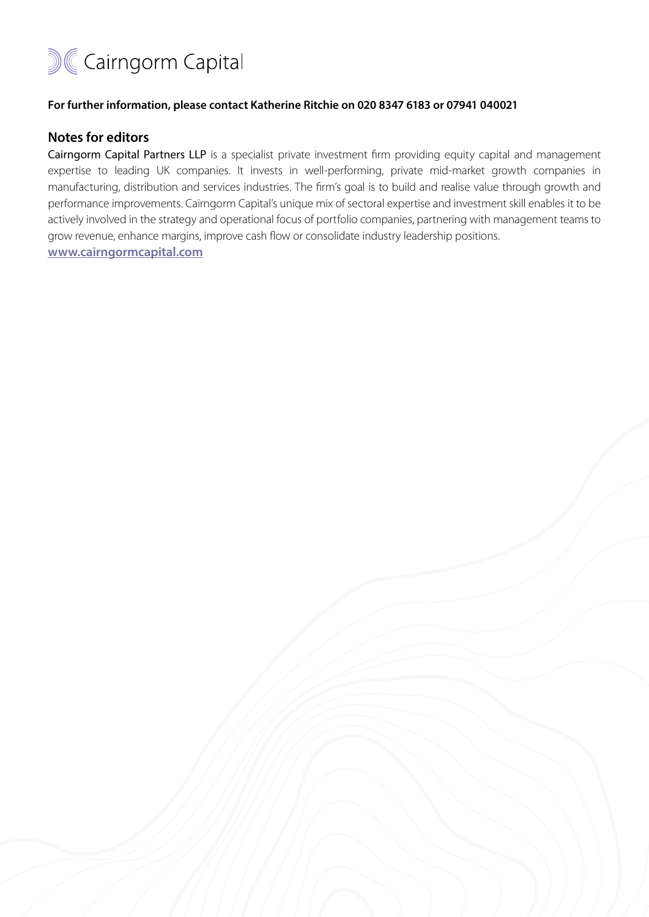**For further information, please contact Katherine Ritchie on 020 8347 6183 or 07941 040021**

## Notes for editors

Cairngorm Capital Partners LLP is a specialist private investment firm providing equity capital and management expertise to leading UK companies. It invests in well-performing, private mid-market growth companies in manufacturing, distribution and services industries. The firm's goal is to build and realise value through growth and performance improvements. Cairngorm Capital's unique mix of sectoral expertise and investment skill enables it to be actively involved in the strategy and operational focus of portfolio companies, partnering with management teams to grow revenue, enhance margins, improve cash flow or consolidate industry leadership positions.

**www.cairngormcapital.com**